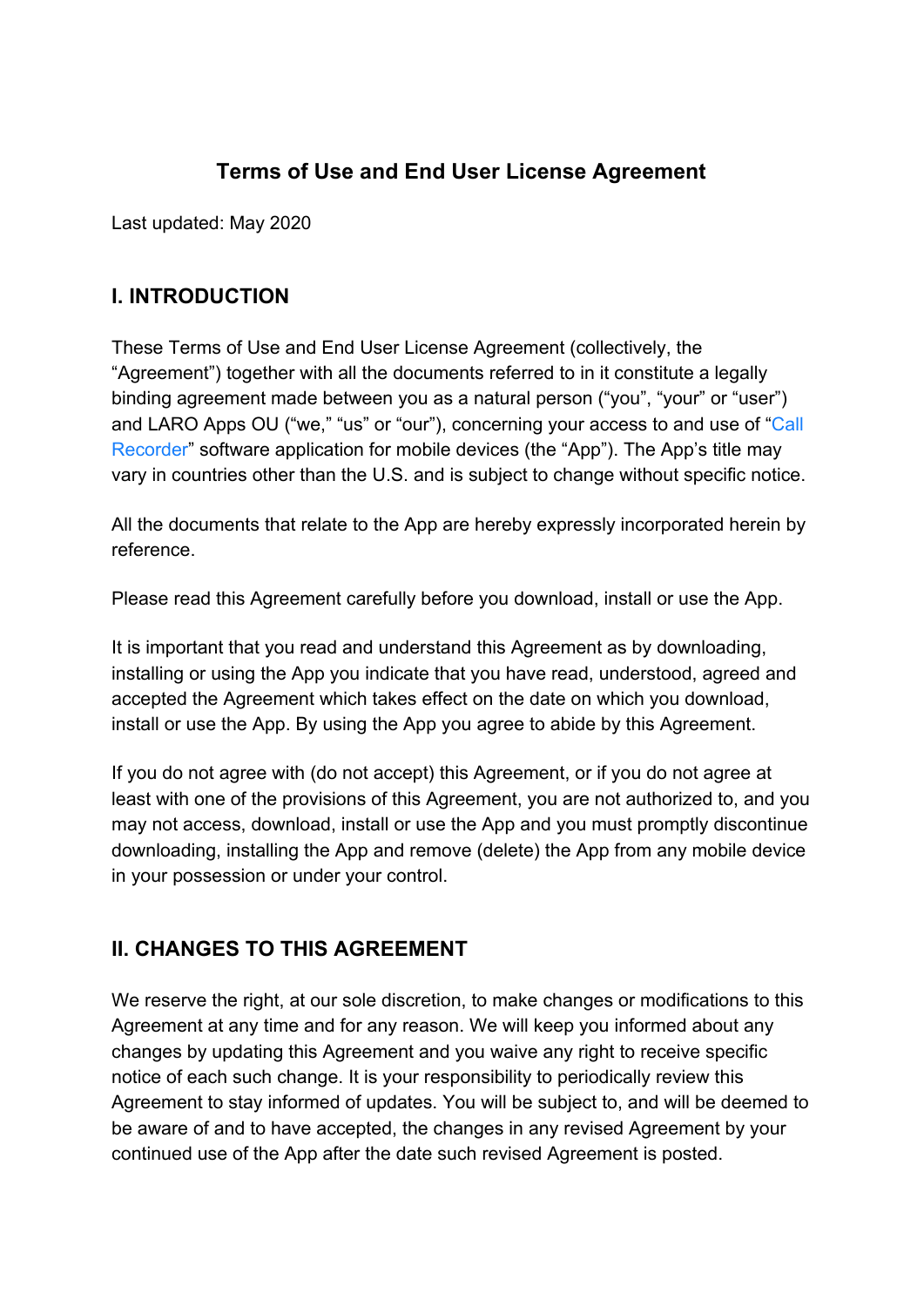# Terms of Use and End User License Agreement

Last updated: May 2020

## I. INTRODUCTION

These Terms of Use and End User License Agreement (collectively, the "Agreement") together with all the documents referred to in it constitute a legally binding agreement made between you as a natural person ("you", "your" or "user") and LARO Apps OU ("we," "us" or "our"), concerning your access to and use of "Call Recorder" software application for mobile devices (the "App"). The App's title may vary in countries other than the U.S. and is subject to change without specific notice.

All the documents that relate to the App are hereby expressly incorporated herein by reference.

Please read this Agreement carefully before you download, install or use the App.

It is important that you read and understand this Agreement as by downloading, installing or using the App you indicate that you have read, understood, agreed and accepted the Agreement which takes effect on the date on which you download, install or use the App. By using the App you agree to abide by this Agreement.

If you do not agree with (do not accept) this Agreement, or if you do not agree at least with one of the provisions of this Agreement, you are not authorized to, and you may not access, download, install or use the App and you must promptly discontinue downloading, installing the App and remove (delete) the App from any mobile device in your possession or under your control.

## II. CHANGES TO THIS AGREEMENT

We reserve the right, at our sole discretion, to make changes or modifications to this Agreement at any time and for any reason. We will keep you informed about any changes by updating this Agreement and you waive any right to receive specific notice of each such change. It is your responsibility to periodically review this Agreement to stay informed of updates. You will be subject to, and will be deemed to be aware of and to have accepted, the changes in any revised Agreement by your continued use of the App after the date such revised Agreement is posted.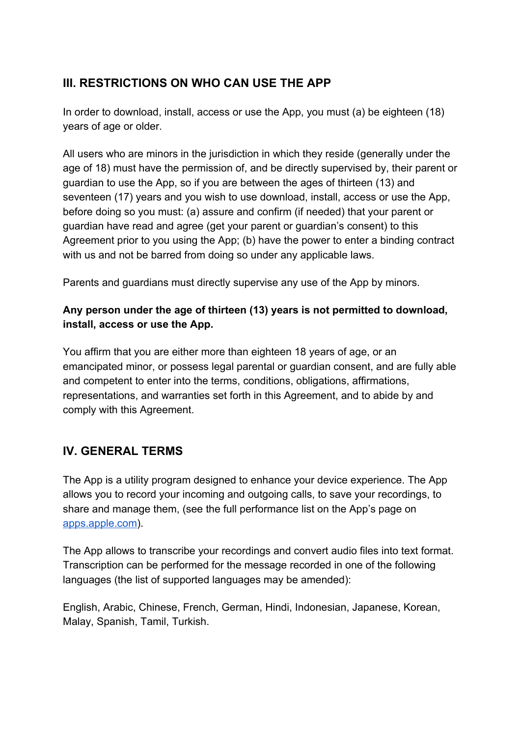## III. RESTRICTIONS ON WHO CAN USE THE APP

In order to download, install, access or use the App, you must (a) be eighteen (18) years of age or older.

All users who are minors in the jurisdiction in which they reside (generally under the age of 18) must have the permission of, and be directly supervised by, their parent or guardian to use the App, so if you are between the ages of thirteen (13) and seventeen (17) years and you wish to use download, install, access or use the App, before doing so you must: (a) assure and confirm (if needed) that your parent or guardian have read and agree (get your parent or guardian's consent) to this Agreement prior to you using the App; (b) have the power to enter a binding contract with us and not be barred from doing so under any applicable laws.

Parents and guardians must directly supervise any use of the App by minors.

**Any person under the age of thirteen (13) years is not permitted to download, install, access or use the App.**

You affirm that you are either more than eighteen 18 years of age, or an emancipated minor, or possess legal parental or guardian consent, and are fully able and competent to enter into the terms, conditions, obligations, affirmations, representations, and warranties set forth in this Agreement, and to abide by and comply with this Agreement.

## IV. GENERAL TERMS

The App is a utility program designed to enhance your device experience. The App allows you to record your incoming and outgoing calls, to save your recordings, to share and manage them, (see the full performance list on the App's page on [apps.apple.com](apps.apple.com)).

The App allows to transcribe your recordings and convert audio files into text format. Transcription can be performed for the message recorded in one of the following languages (the list of supported languages may be amended):

English, Arabic, Chinese, French, German, Hindi, Indonesian, Japanese, Korean, Malay, Spanish, Tamil, Turkish.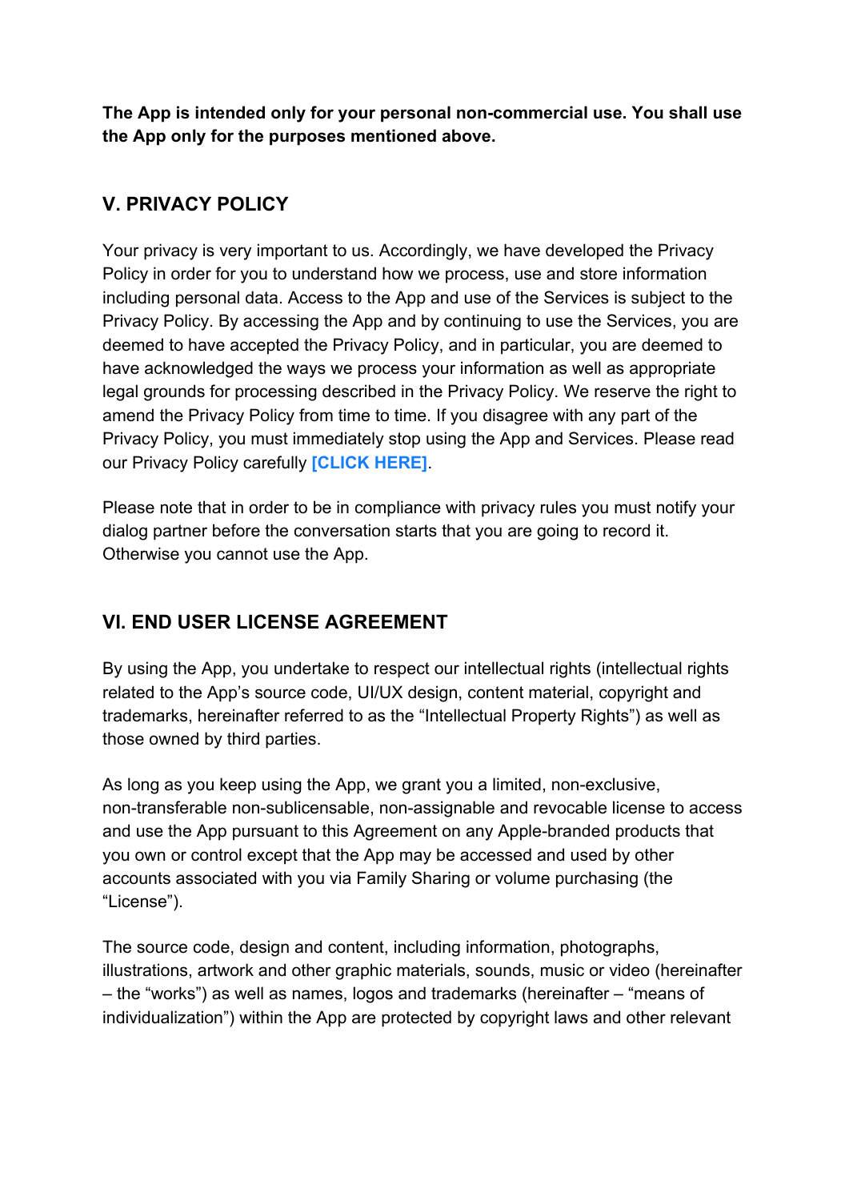**The App is intended only for your personal non-commercial use. You shall use the App only for the purposes mentioned above.**

## V. PRIVACY POLICY

Your privacy is very important to us. Accordingly, we have developed the Privacy Policy in order for you to understand how we process, use and store information including personal data. Access to the App and use of the Services is subject to the Privacy Policy. By accessing the App and by continuing to use the Services, you are deemed to have accepted the Privacy Policy, and in particular, you are deemed to have acknowledged the ways we process your information as well as appropriate legal grounds for processing described in the Privacy Policy. We reserve the right to amend the Privacy Policy from time to time. If you disagree with any part of the Privacy Policy, you must immediately stop using the App and Services. Please read our Privacy Policy carefully **[CLICK HERE]**.

Please note that in order to be in compliance with privacy rules you must notify your dialog partner before the conversation starts that you are going to record it. Otherwise you cannot use the App.

## VI. END USER LICENSE AGREEMENT

By using the App, you undertake to respect our intellectual rights (intellectual rights related to the App's source code, UI/UX design, content material, copyright and trademarks, hereinafter referred to as the "Intellectual Property Rights") as well as those owned by third parties.

As long as you keep using the App, we grant you a limited, non-exclusive, non-transferable non-sublicensable, non-assignable and revocable license to access and use the App pursuant to this Agreement on any Apple-branded products that you own or control except that the App may be accessed and used by other accounts associated with you via Family Sharing or volume purchasing (the "License").

The source code, design and content, including information, photographs, illustrations, artwork and other graphic materials, sounds, music or video (hereinafter – the "works") as well as names, logos and trademarks (hereinafter – "means of individualization") within the App are protected by copyright laws and other relevant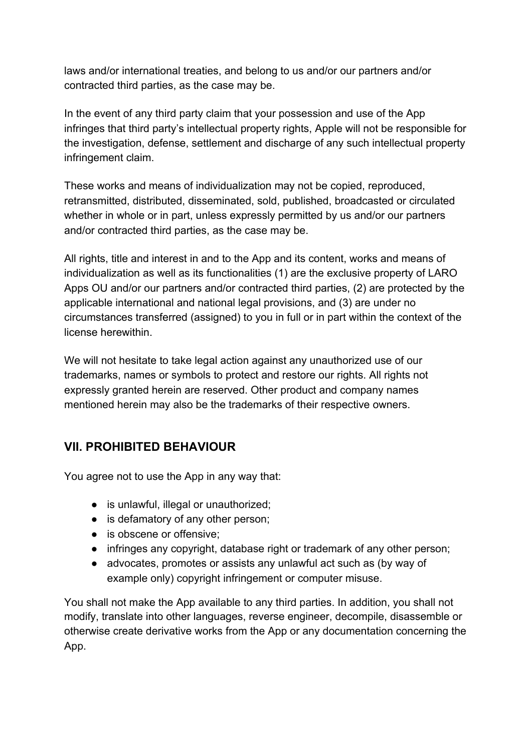laws and/or international treaties, and belong to us and/or our partners and/or contracted third parties, as the case may be.

In the event of any third party claim that your possession and use of the App infringes that third party's intellectual property rights, Apple will not be responsible for the investigation, defense, settlement and discharge of any such intellectual property infringement claim.

These works and means of individualization may not be copied, reproduced, retransmitted, distributed, disseminated, sold, published, broadcasted or circulated whether in whole or in part, unless expressly permitted by us and/or our partners and/or contracted third parties, as the case may be.

All rights, title and interest in and to the App and its content, works and means of individualization as well as its functionalities (1) are the exclusive property of LARO Apps OU and/or our partners and/or contracted third parties, (2) are protected by the applicable international and national legal provisions, and (3) are under no circumstances transferred (assigned) to you in full or in part within the context of the license herewithin.

We will not hesitate to take legal action against any unauthorized use of our trademarks, names or symbols to protect and restore our rights. All rights not expressly granted herein are reserved. Other product and company names mentioned herein may also be the trademarks of their respective owners.

## VII. PROHIBITED BEHAVIOUR

You agree not to use the App in any way that:

- is unlawful, illegal or unauthorized;
- is defamatory of any other person;
- is obscene or offensive;
- infringes any copyright, database right or trademark of any other person;
- advocates, promotes or assists any unlawful act such as (by way of example only) copyright infringement or computer misuse.

You shall not make the App available to any third parties. In addition, you shall not modify, translate into other languages, reverse engineer, decompile, disassemble or otherwise create derivative works from the App or any documentation concerning the App.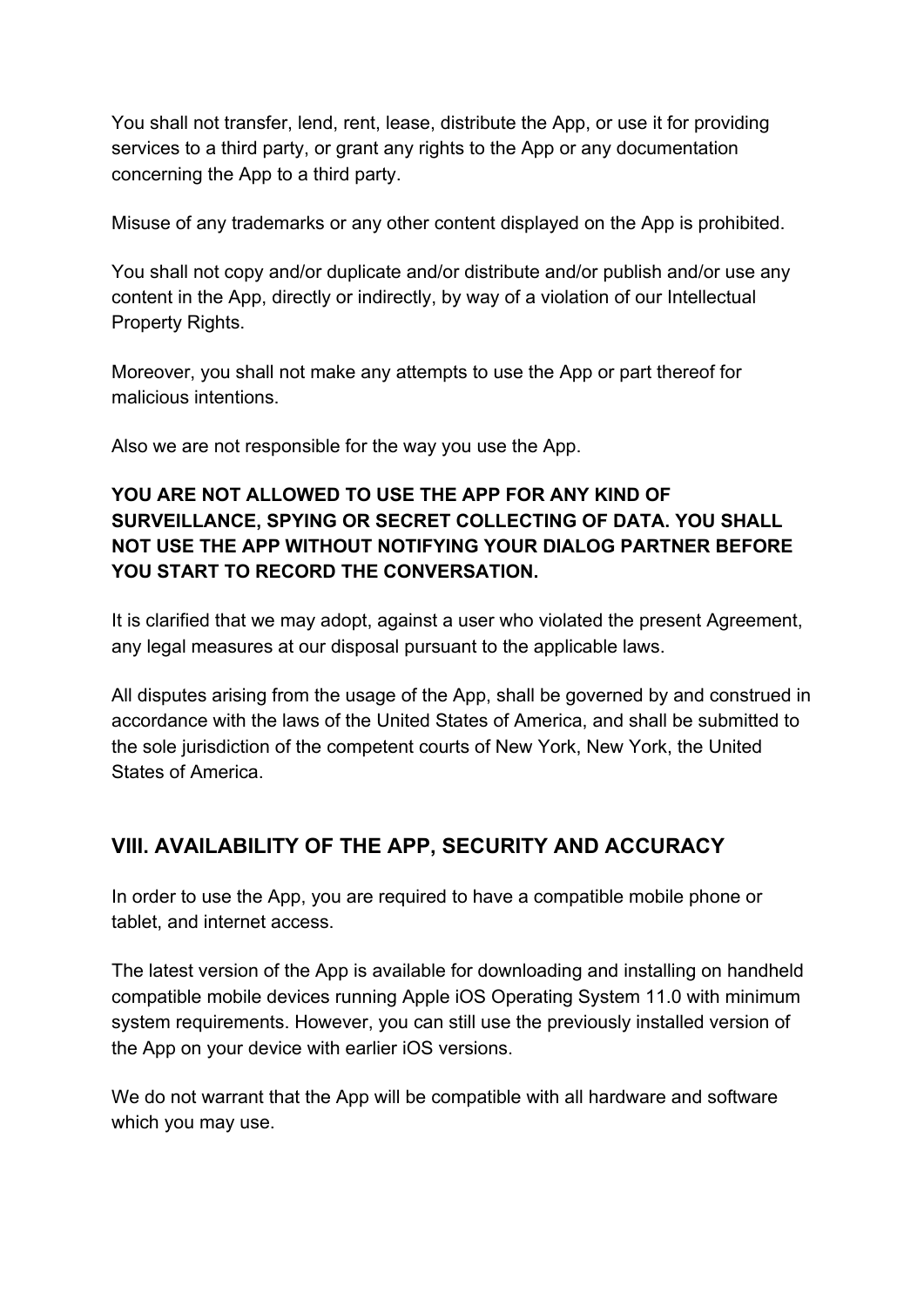You shall not transfer, lend, rent, lease, distribute the App, or use it for providing services to a third party, or grant any rights to the App or any documentation concerning the App to a third party.

Misuse of any trademarks or any other content displayed on the App is prohibited.

You shall not copy and/or duplicate and/or distribute and/or publish and/or use any content in the App, directly or indirectly, by way of a violation of our Intellectual Property Rights.

Moreover, you shall not make any attempts to use the App or part thereof for malicious intentions.

Also we are not responsible for the way you use the App.

**YOU ARE NOT ALLOWED TO USE THE APP FOR ANY KIND OF SURVEILLANCE, SPYING OR SECRET COLLECTING OF DATA. YOU SHALL NOT USE THE APP WITHOUT NOTIFYING YOUR DIALOG PARTNER BEFORE YOU START TO RECORD THE CONVERSATION.**

It is clarified that we may adopt, against a user who violated the present Agreement, any legal measures at our disposal pursuant to the applicable laws.

All disputes arising from the usage of the App, shall be governed by and construed in accordance with the laws of the United States of America, and shall be submitted to the sole jurisdiction of the competent courts of New York, New York, the United States of America.

## VIII. AVAILABILITY OF THE APP, SECURITY AND ACCURACY

In order to use the App, you are required to have a compatible mobile phone or tablet, and internet access.

The latest version of the App is available for downloading and installing on handheld compatible mobile devices running Apple iOS Operating System 11.0 with minimum system requirements. However, you can still use the previously installed version of the App on your device with earlier iOS versions.

We do not warrant that the App will be compatible with all hardware and software which you may use.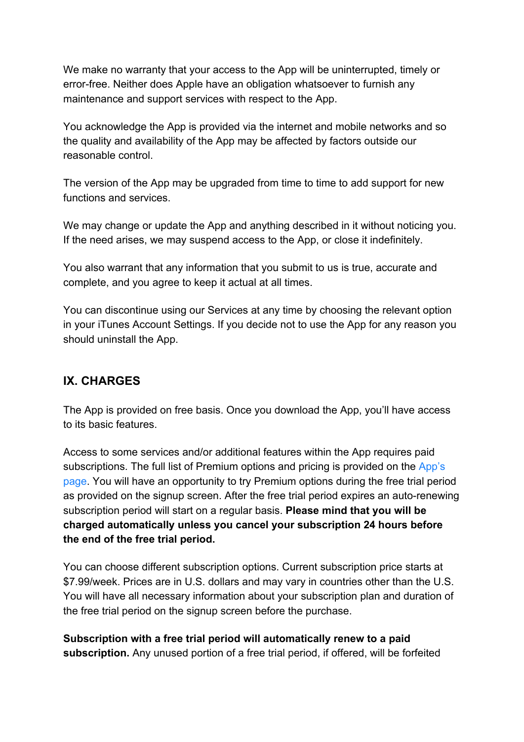We make no warranty that your access to the App will be uninterrupted, timely or error-free. Neither does Apple have an obligation whatsoever to furnish any maintenance and support services with respect to the App.

You acknowledge the App is provided via the internet and mobile networks and so the quality and availability of the App may be affected by factors outside our reasonable control.

The version of the App may be upgraded from time to time to add support for new functions and services.

We may change or update the App and anything described in it without noticing you. If the need arises, we may suspend access to the App, or close it indefinitely.

You also warrant that any information that you submit to us is true, accurate and complete, and you agree to keep it actual at all times.

You can discontinue using our Services at any time by choosing the relevant option in your iTunes Account Settings. If you decide not to use the App for any reason you should uninstall the App.

## IX. CHARGES

The App is provided on free basis. Once you download the App, you'll have access to its basic features.

Access to some services and/or additional features within the App requires paid subscriptions. The full list of Premium options and pricing is provided on the App's page. You will have an opportunity to try Premium options during the free trial period as provided on the signup screen. After the free trial period expires an auto-renewing subscription period will start on a regular basis. **Please mind that you will be charged automatically unless you cancel your subscription 24 hours before the end of the free trial period.**

You can choose different subscription options. Current subscription price starts at $7.99/week. Prices are in U.S. dollars and may vary in countries other than the U.S. You will have all necessary information about your subscription plan and duration of the free trial period on the signup screen before the purchase.

**Subscription with a free trial period will automatically renew to a paid subscription.** Any unused portion of a free trial period, if offered, will be forfeited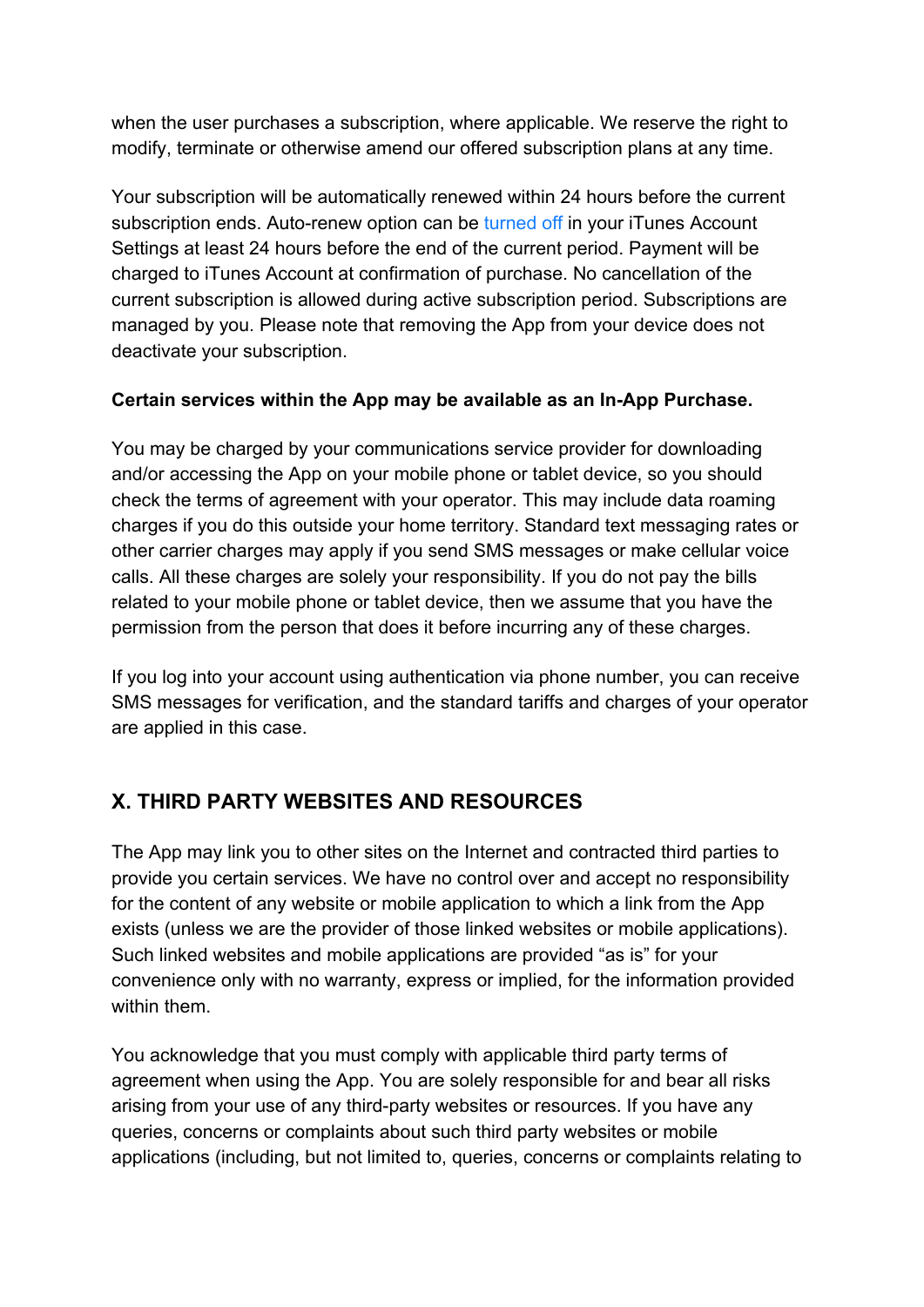when the user purchases a subscription, where applicable. We reserve the right to modify, terminate or otherwise amend our offered subscription plans at any time.

Your subscription will be automatically renewed within 24 hours before the current subscription ends. Auto-renew option can be turned off in your iTunes Account Settings at least 24 hours before the end of the current period. Payment will be charged to iTunes Account at confirmation of purchase. No cancellation of the current subscription is allowed during active subscription period. Subscriptions are managed by you. Please note that removing the App from your device does not deactivate your subscription.

**Certain services within the App may be available as an In-App Purchase.**

You may be charged by your communications service provider for downloading and/or accessing the App on your mobile phone or tablet device, so you should check the terms of agreement with your operator. This may include data roaming charges if you do this outside your home territory. Standard text messaging rates or other carrier charges may apply if you send SMS messages or make cellular voice calls. All these charges are solely your responsibility. If you do not pay the bills related to your mobile phone or tablet device, then we assume that you have the permission from the person that does it before incurring any of these charges.

If you log into your account using authentication via phone number, you can receive SMS messages for verification, and the standard tariffs and charges of your operator are applied in this case.

## X. THIRD PARTY WEBSITES AND RESOURCES

The App may link you to other sites on the Internet and contracted third parties to provide you certain services. We have no control over and accept no responsibility for the content of any website or mobile application to which a link from the App exists (unless we are the provider of those linked websites or mobile applications). Such linked websites and mobile applications are provided "as is" for your convenience only with no warranty, express or implied, for the information provided within them.

You acknowledge that you must comply with applicable third party terms of agreement when using the App. You are solely responsible for and bear all risks arising from your use of any third-party websites or resources. If you have any queries, concerns or complaints about such third party websites or mobile applications (including, but not limited to, queries, concerns or complaints relating to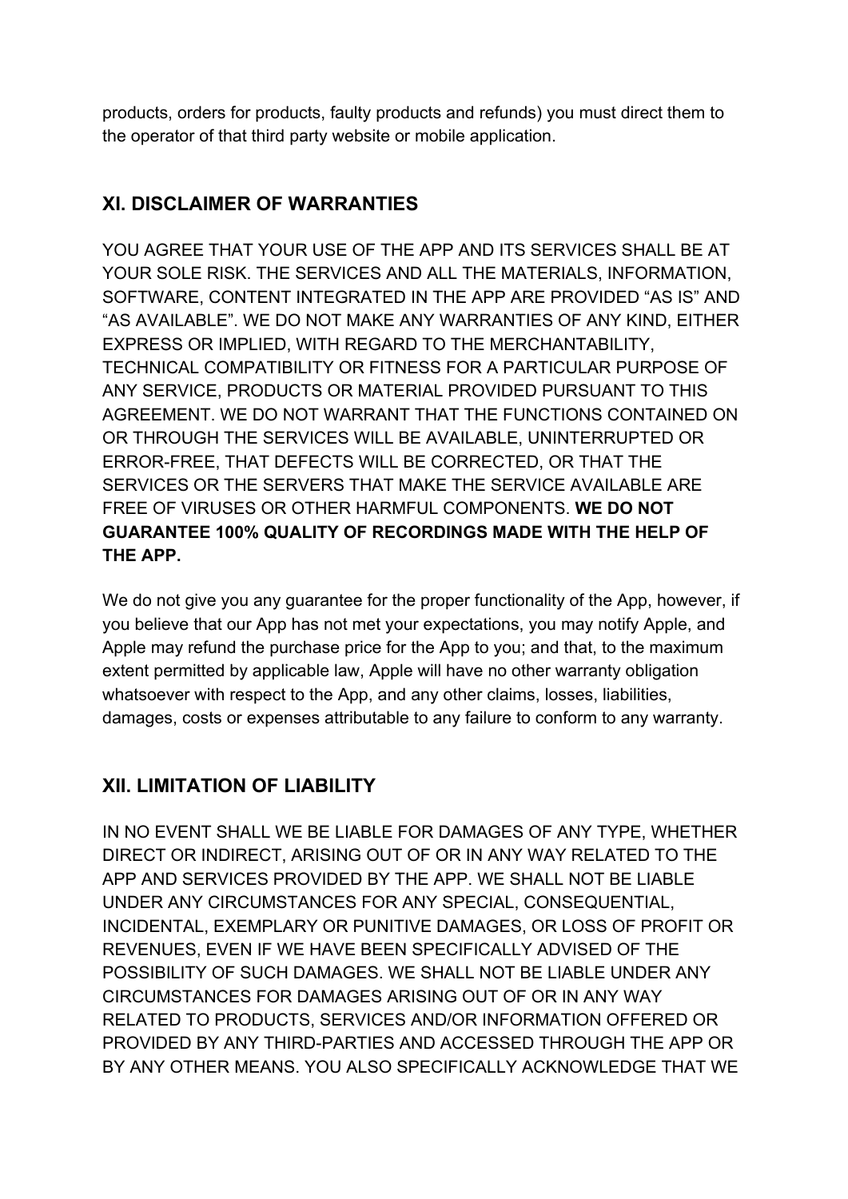products, orders for products, faulty products and refunds) you must direct them to the operator of that third party website or mobile application.

## XI. DISCLAIMER OF WARRANTIES

YOU AGREE THAT YOUR USE OF THE APP AND ITS SERVICES SHALL BE AT YOUR SOLE RISK. THE SERVICES AND ALL THE MATERIALS, INFORMATION, SOFTWARE, CONTENT INTEGRATED IN THE APP ARE PROVIDED “AS IS” AND “AS AVAILABLE”. WE DO NOT MAKE ANY WARRANTIES OF ANY KIND, EITHER EXPRESS OR IMPLIED, WITH REGARD TO THE MERCHANTABILITY, TECHNICAL COMPATIBILITY OR FITNESS FOR A PARTICULAR PURPOSE OF ANY SERVICE, PRODUCTS OR MATERIAL PROVIDED PURSUANT TO THIS AGREEMENT. WE DO NOT WARRANT THAT THE FUNCTIONS CONTAINED ON OR THROUGH THE SERVICES WILL BE AVAILABLE, UNINTERRUPTED OR ERROR-FREE, THAT DEFECTS WILL BE CORRECTED, OR THAT THE SERVICES OR THE SERVERS THAT MAKE THE SERVICE AVAILABLE ARE FREE OF VIRUSES OR OTHER HARMFUL COMPONENTS. **WE DO NOT GUARANTEE 100% QUALITY OF RECORDINGS MADE WITH THE HELP OF THE APP.**

We do not give you any guarantee for the proper functionality of the App, however, if you believe that our App has not met your expectations, you may notify Apple, and Apple may refund the purchase price for the App to you; and that, to the maximum extent permitted by applicable law, Apple will have no other warranty obligation whatsoever with respect to the App, and any other claims, losses, liabilities, damages, costs or expenses attributable to any failure to conform to any warranty.

## XII. LIMITATION OF LIABILITY

IN NO EVENT SHALL WE BE LIABLE FOR DAMAGES OF ANY TYPE, WHETHER DIRECT OR INDIRECT, ARISING OUT OF OR IN ANY WAY RELATED TO THE APP AND SERVICES PROVIDED BY THE APP. WE SHALL NOT BE LIABLE UNDER ANY CIRCUMSTANCES FOR ANY SPECIAL, CONSEQUENTIAL, INCIDENTAL, EXEMPLARY OR PUNITIVE DAMAGES, OR LOSS OF PROFIT OR REVENUES, EVEN IF WE HAVE BEEN SPECIFICALLY ADVISED OF THE POSSIBILITY OF SUCH DAMAGES. WE SHALL NOT BE LIABLE UNDER ANY CIRCUMSTANCES FOR DAMAGES ARISING OUT OF OR IN ANY WAY RELATED TO PRODUCTS, SERVICES AND/OR INFORMATION OFFERED OR PROVIDED BY ANY THIRD-PARTIES AND ACCESSED THROUGH THE APP OR BY ANY OTHER MEANS. YOU ALSO SPECIFICALLY ACKNOWLEDGE THAT WE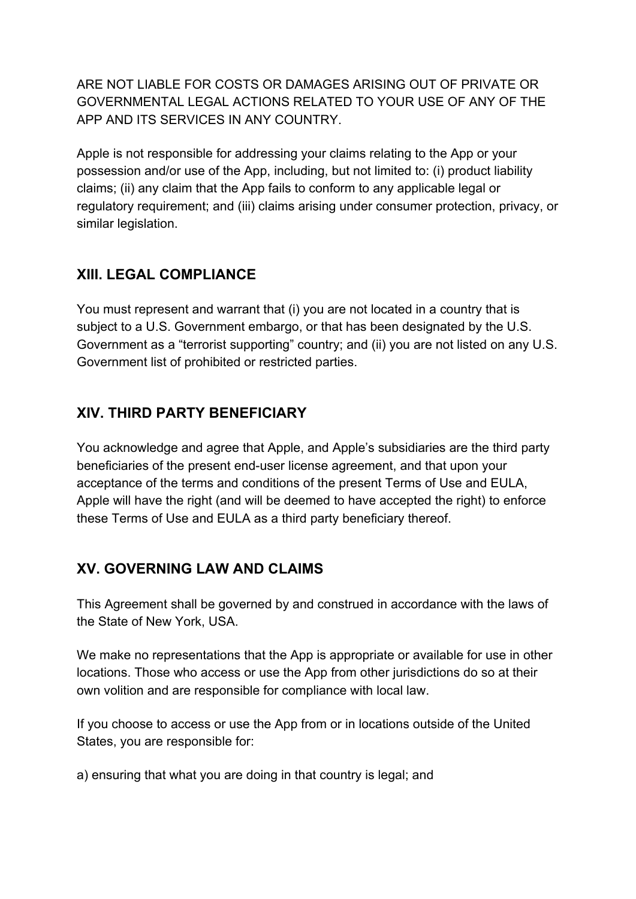ARE NOT LIABLE FOR COSTS OR DAMAGES ARISING OUT OF PRIVATE OR GOVERNMENTAL LEGAL ACTIONS RELATED TO YOUR USE OF ANY OF THE APP AND ITS SERVICES IN ANY COUNTRY.

Apple is not responsible for addressing your claims relating to the App or your possession and/or use of the App, including, but not limited to: (i) product liability claims; (ii) any claim that the App fails to conform to any applicable legal or regulatory requirement; and (iii) claims arising under consumer protection, privacy, or similar legislation.

## XIII. LEGAL COMPLIANCE

You must represent and warrant that (i) you are not located in a country that is subject to a U.S. Government embargo, or that has been designated by the U.S. Government as a "terrorist supporting" country; and (ii) you are not listed on any U.S. Government list of prohibited or restricted parties.

## XIV. THIRD PARTY BENEFICIARY

You acknowledge and agree that Apple, and Apple's subsidiaries are the third party beneficiaries of the present end-user license agreement, and that upon your acceptance of the terms and conditions of the present Terms of Use and EULA, Apple will have the right (and will be deemed to have accepted the right) to enforce these Terms of Use and EULA as a third party beneficiary thereof.

## XV. GOVERNING LAW AND CLAIMS

This Agreement shall be governed by and construed in accordance with the laws of the State of New York, USA.

We make no representations that the App is appropriate or available for use in other locations. Those who access or use the App from other jurisdictions do so at their own volition and are responsible for compliance with local law.

If you choose to access or use the App from or in locations outside of the United States, you are responsible for:

a) ensuring that what you are doing in that country is legal; and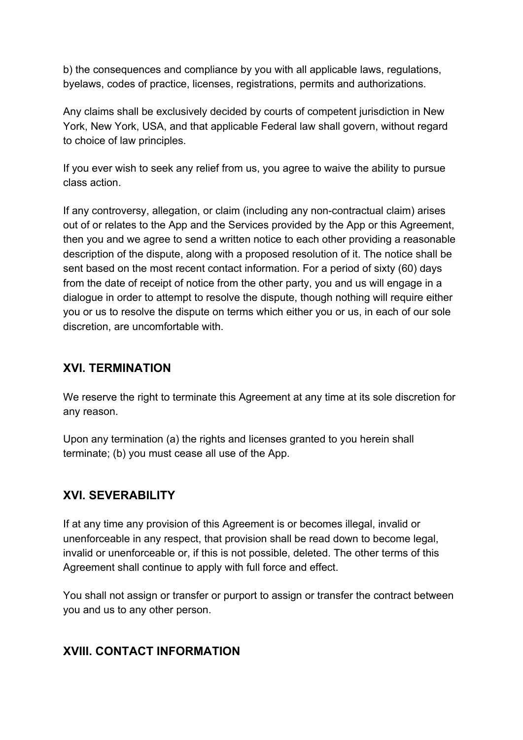b) the consequences and compliance by you with all applicable laws, regulations, byelaws, codes of practice, licenses, registrations, permits and authorizations.

Any claims shall be exclusively decided by courts of competent jurisdiction in New York, New York, USA, and that applicable Federal law shall govern, without regard to choice of law principles.

If you ever wish to seek any relief from us, you agree to waive the ability to pursue class action.

If any controversy, allegation, or claim (including any non-contractual claim) arises out of or relates to the App and the Services provided by the App or this Agreement, then you and we agree to send a written notice to each other providing a reasonable description of the dispute, along with a proposed resolution of it. The notice shall be sent based on the most recent contact information. For a period of sixty (60) days from the date of receipt of notice from the other party, you and us will engage in a dialogue in order to attempt to resolve the dispute, though nothing will require either you or us to resolve the dispute on terms which either you or us, in each of our sole discretion, are uncomfortable with.

## XVI. TERMINATION

We reserve the right to terminate this Agreement at any time at its sole discretion for any reason.

Upon any termination (a) the rights and licenses granted to you herein shall terminate; (b) you must cease all use of the App.

## XVI. SEVERABILITY

If at any time any provision of this Agreement is or becomes illegal, invalid or unenforceable in any respect, that provision shall be read down to become legal, invalid or unenforceable or, if this is not possible, deleted. The other terms of this Agreement shall continue to apply with full force and effect.

You shall not assign or transfer or purport to assign or transfer the contract between you and us to any other person.

## XVIII. CONTACT INFORMATION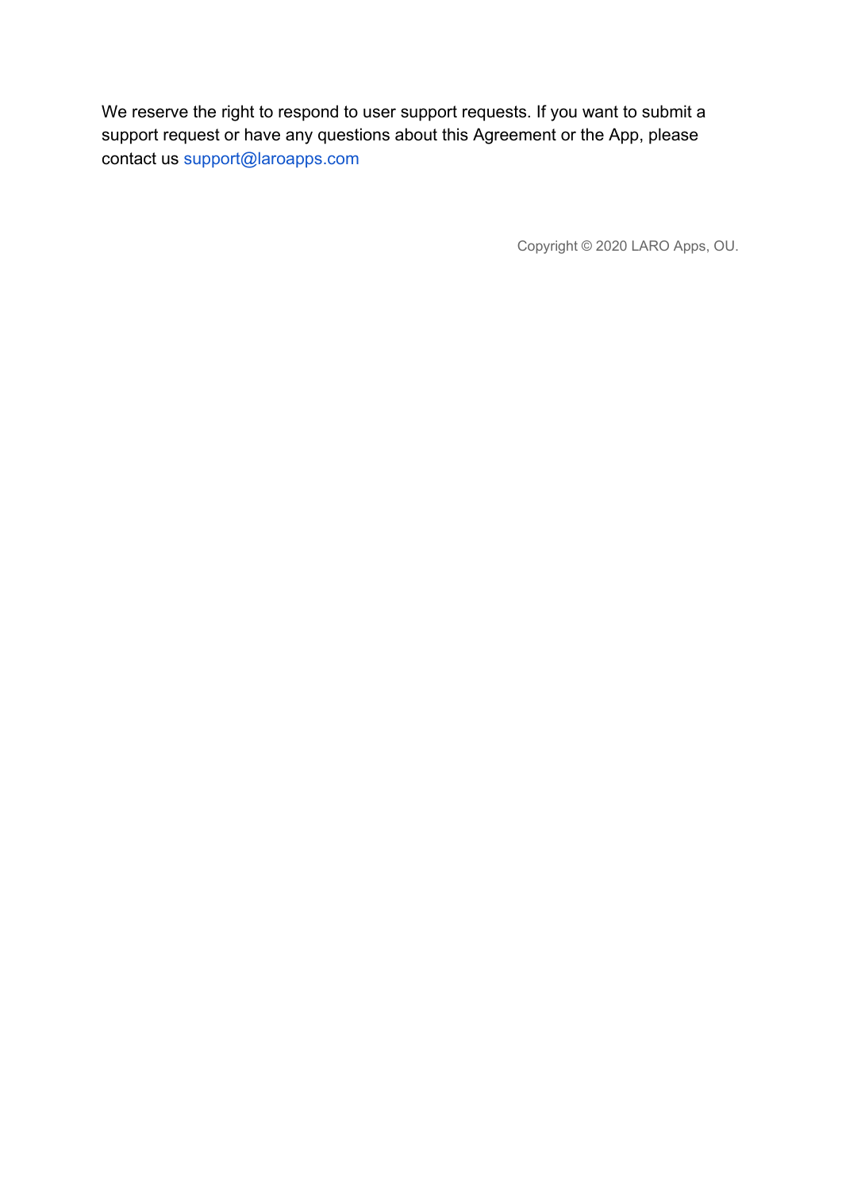We reserve the right to respond to user support requests. If you want to submit a support request or have any questions about this Agreement or the App, please contact us support@laroapps.com

Copyright © 2020 LARO Apps, OU.